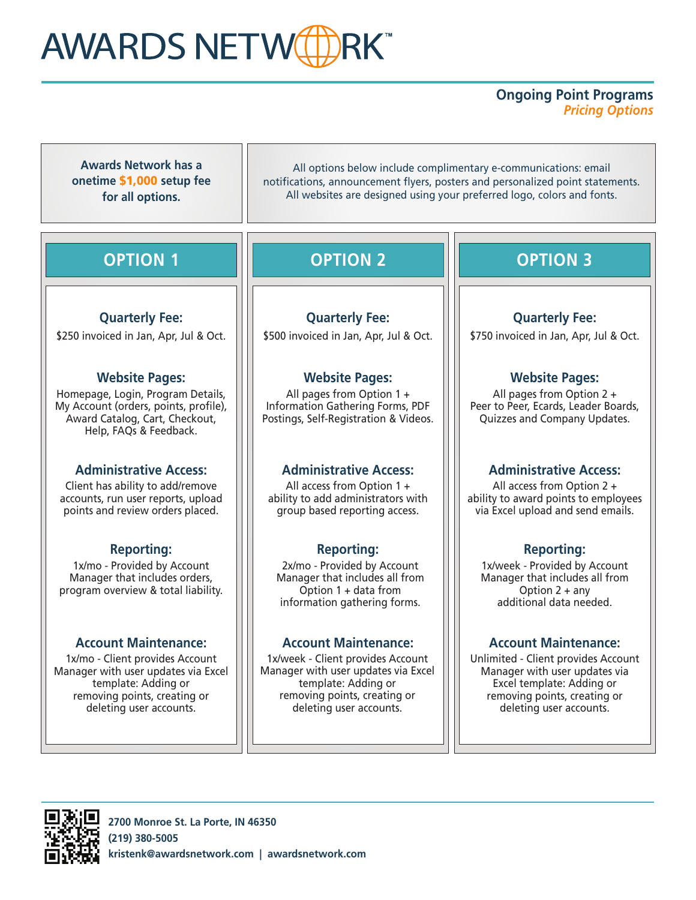# AWARDS NETWORK™

## Ongoing Point Programs
*Pricing Options*

**Awards Network has a onetime $1,000 setup fee for all options.**

All options below include complimentary e-communications: email notifications, announcement flyers, posters and personalized point statements. All websites are designed using your preferred logo, colors and fonts.

## OPTION 1

**Quarterly Fee:**
$250 invoiced in Jan, Apr, Jul & Oct.

**Website Pages:**
Homepage, Login, Program Details, My Account (orders, points, profile), Award Catalog, Cart, Checkout, Help, FAQs & Feedback.

**Administrative Access:**
Client has ability to add/remove accounts, run user reports, upload points and review orders placed.

**Reporting:**
1x/mo - Provided by Account Manager that includes orders, program overview & total liability.

**Account Maintenance:**
1x/mo - Client provides Account Manager with user updates via Excel template: Adding or removing points, creating or deleting user accounts.

## OPTION 2

**Quarterly Fee:**
$500 invoiced in Jan, Apr, Jul & Oct.

**Website Pages:**
All pages from Option 1 + Information Gathering Forms, PDF Postings, Self-Registration & Videos.

**Administrative Access:**
All access from Option 1 + ability to add administrators with group based reporting access.

**Reporting:**
2x/mo - Provided by Account Manager that includes all from Option 1 + data from information gathering forms.

**Account Maintenance:**
1x/week - Client provides Account Manager with user updates via Excel template: Adding or removing points, creating or deleting user accounts.

## OPTION 3

**Quarterly Fee:**
$750 invoiced in Jan, Apr, Jul & Oct.

**Website Pages:**
All pages from Option 2 + Peer to Peer, Ecards, Leader Boards, Quizzes and Company Updates.

**Administrative Access:**
All access from Option 2 + ability to award points to employees via Excel upload and send emails.

**Reporting:**
1x/week - Provided by Account Manager that includes all from Option 2 + any additional data needed.

**Account Maintenance:**
Unlimited - Client provides Account Manager with user updates via Excel template: Adding or removing points, creating or deleting user accounts.

---

**2700 Monroe St. La Porte, IN 46350**
**(219) 380-5005**
**kristenk@awardsnetwork.com | awardsnetwork.com**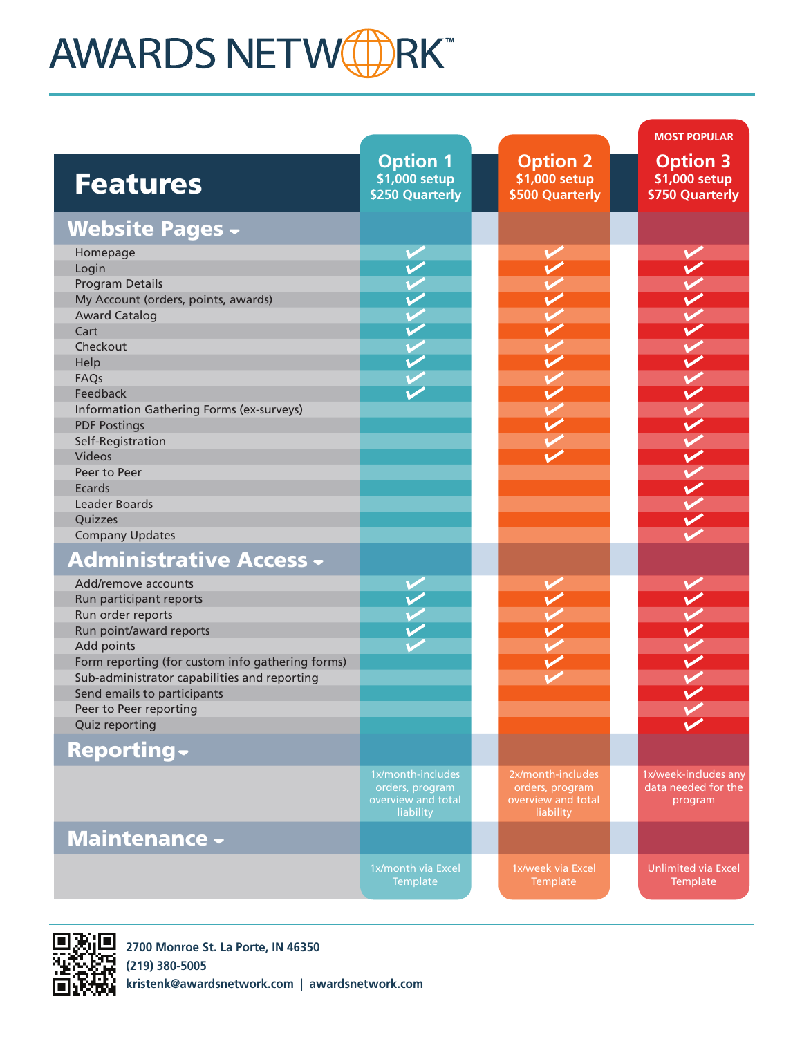# AWARDS NETWORK™

| Features | Option 1<br>$1,000 setup<br>$250 Quarterly | Option 2<br>$1,000 setup<br>$500 Quarterly | MOST POPULAR<br>Option 3<br>$1,000 setup<br>$750 Quarterly |
|---|---|---|---|
| **Website Pages** | | | |
| Homepage | ✔ | ✔ | ✔ |
| Login | ✔ | ✔ | ✔ |
| Program Details | ✔ | ✔ | ✔ |
| My Account (orders, points, awards) | ✔ | ✔ | ✔ |
| Award Catalog | ✔ | ✔ | ✔ |
| Cart | ✔ | ✔ | ✔ |
| Checkout | ✔ | ✔ | ✔ |
| Help | ✔ | ✔ | ✔ |
| FAQs | ✔ | ✔ | ✔ |
| Feedback | ✔ | ✔ | ✔ |
| Information Gathering Forms (ex-surveys) | | ✔ | ✔ |
| PDF Postings | | ✔ | ✔ |
| Self-Registration | | ✔ | ✔ |
| Videos | | ✔ | ✔ |
| Peer to Peer | | | ✔ |
| Ecards | | | ✔ |
| Leader Boards | | | ✔ |
| Quizzes | | | ✔ |
| Company Updates | | | ✔ |
| **Administrative Access** | | | |
| Add/remove accounts | ✔ | ✔ | ✔ |
| Run participant reports | ✔ | ✔ | ✔ |
| Run order reports | ✔ | ✔ | ✔ |
| Run point/award reports | ✔ | ✔ | ✔ |
| Add points | ✔ | ✔ | ✔ |
| Form reporting (for custom info gathering forms) | | ✔ | ✔ |
| Sub-administrator capabilities and reporting | | ✔ | ✔ |
| Send emails to participants | | | ✔ |
| Peer to Peer reporting | | | ✔ |
| Quiz reporting | | | ✔ |
| **Reporting** | | | |
| | 1x/month-includes orders, program overview and total liability | 2x/month-includes orders, program overview and total liability | 1x/week-includes any data needed for the program |
| **Maintenance** | | | |
| | 1x/month via Excel Template | 1x/week via Excel Template | Unlimited via Excel Template |

**2700 Monroe St. La Porte, IN 46350**
**(219) 380-5005**
**kristenk@awardsnetwork.com | awardsnetwork.com**